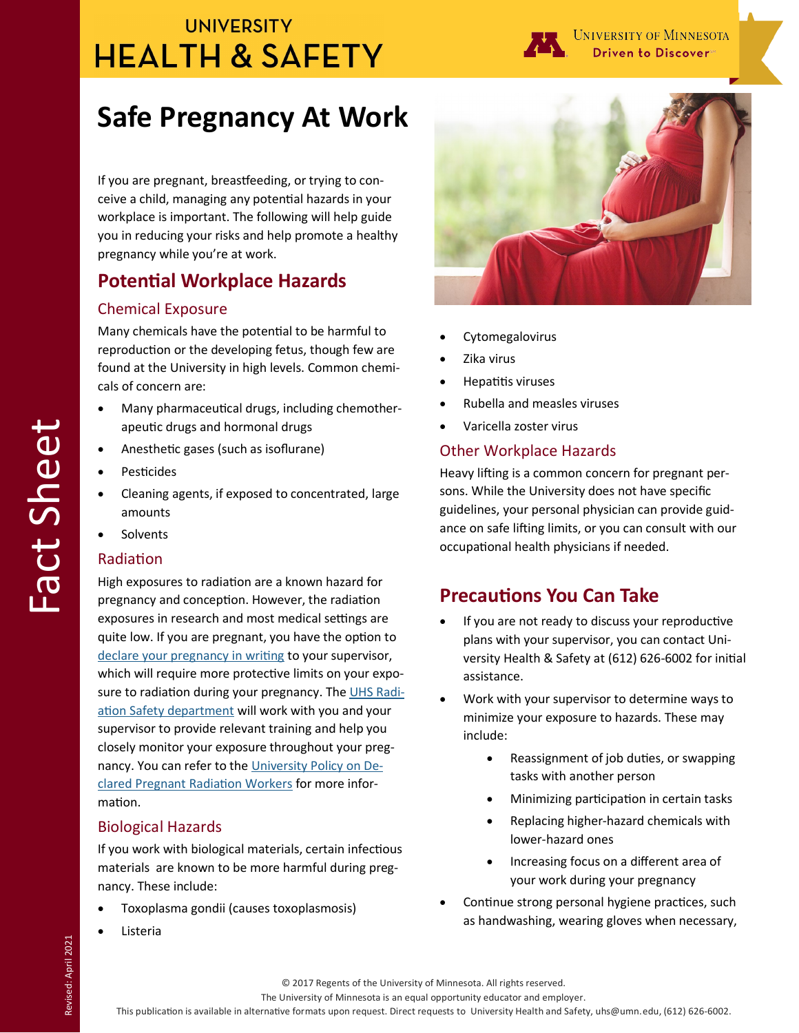UNIVERSITY
HEALTH & SAFETY

University of Minnesota
Driven to Discover

# Safe Pregnancy At Work

If you are pregnant, breastfeeding, or trying to conceive a child, managing any potential hazards in your workplace is important. The following will help guide you in reducing your risks and help promote a healthy pregnancy while you're at work.

## Potential Workplace Hazards

### Chemical Exposure

Many chemicals have the potential to be harmful to reproduction or the developing fetus, though few are found at the University in high levels. Common chemicals of concern are:

- Many pharmaceutical drugs, including chemotherapeutic drugs and hormonal drugs
- Anesthetic gases (such as isoflurane)
- Pesticides
- Cleaning agents, if exposed to concentrated, large amounts
- Solvents

### Radiation

High exposures to radiation are a known hazard for pregnancy and conception. However, the radiation exposures in research and most medical settings are quite low. If you are pregnant, you have the option to [declare your pregnancy in writing] to your supervisor, which will require more protective limits on your exposure to radiation during your pregnancy. The [UHS Radiation Safety department] will work with you and your supervisor to provide relevant training and help you closely monitor your exposure throughout your pregnancy. You can refer to the [University Policy on Declared Pregnant Radiation Workers] for more information.

### Biological Hazards

If you work with biological materials, certain infectious materials are known to be more harmful during pregnancy. These include:

- Toxoplasma gondii (causes toxoplasmosis)
- Listeria
- Cytomegalovirus
- Zika virus
- Hepatitis viruses
- Rubella and measles viruses
- Varicella zoster virus

### Other Workplace Hazards

Heavy lifting is a common concern for pregnant persons. While the University does not have specific guidelines, your personal physician can provide guidance on safe lifting limits, or you can consult with our occupational health physicians if needed.

## Precautions You Can Take

- If you are not ready to discuss your reproductive plans with your supervisor, you can contact University Health & Safety at (612) 626-6002 for initial assistance.
- Work with your supervisor to determine ways to minimize your exposure to hazards. These may include:
  - Reassignment of job duties, or swapping tasks with another person
  - Minimizing participation in certain tasks
  - Replacing higher-hazard chemicals with lower-hazard ones
  - Increasing focus on a different area of your work during your pregnancy
- Continue strong personal hygiene practices, such as handwashing, wearing gloves when necessary,

Fact Sheet

Revised: April 2021

© 2017 Regents of the University of Minnesota. All rights reserved.
The University of Minnesota is an equal opportunity educator and employer.
This publication is available in alternative formats upon request. Direct requests to University Health and Safety, uhs@umn.edu, (612) 626-6002.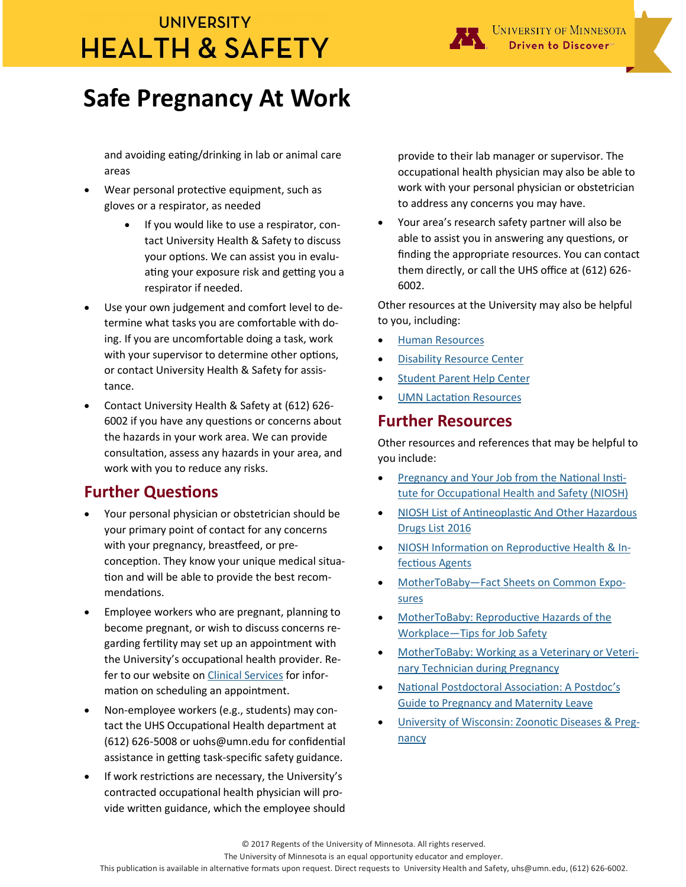# Safe Pregnancy At Work

and avoiding eating/drinking in lab or animal care areas

- Wear personal protective equipment, such as gloves or a respirator, as needed
  - If you would like to use a respirator, contact University Health & Safety to discuss your options. We can assist you in evaluating your exposure risk and getting you a respirator if needed.
- Use your own judgement and comfort level to determine what tasks you are comfortable with doing. If you are uncomfortable doing a task, work with your supervisor to determine other options, or contact University Health & Safety for assistance.
- Contact University Health & Safety at (612) 626-6002 if you have any questions or concerns about the hazards in your work area. We can provide consultation, assess any hazards in your area, and work with you to reduce any risks.

## Further Questions

- Your personal physician or obstetrician should be your primary point of contact for any concerns with your pregnancy, breastfeed, or pre-conception. They know your unique medical situation and will be able to provide the best recommendations.
- Employee workers who are pregnant, planning to become pregnant, or wish to discuss concerns regarding fertility may set up an appointment with the University's occupational health provider. Refer to our website on Clinical Services for information on scheduling an appointment.
- Non-employee workers (e.g., students) may contact the UHS Occupational Health department at (612) 626-5008 or uohs@umn.edu for confidential assistance in getting task-specific safety guidance.
- If work restrictions are necessary, the University's contracted occupational health physician will provide written guidance, which the employee should provide to their lab manager or supervisor. The occupational health physician may also be able to work with your personal physician or obstetrician to address any concerns you may have.
- Your area's research safety partner will also be able to assist you in answering any questions, or finding the appropriate resources. You can contact them directly, or call the UHS office at (612) 626-6002.

Other resources at the University may also be helpful to you, including:

- Human Resources
- Disability Resource Center
- Student Parent Help Center
- UMN Lactation Resources

## Further Resources

Other resources and references that may be helpful to you include:

- Pregnancy and Your Job from the National Institute for Occupational Health and Safety (NIOSH)
- NIOSH List of Antineoplastic And Other Hazardous Drugs List 2016
- NIOSH Information on Reproductive Health & Infectious Agents
- MotherToBaby—Fact Sheets on Common Exposures
- MotherToBaby: Reproductive Hazards of the Workplace—Tips for Job Safety
- MotherToBaby: Working as a Veterinary or Veterinary Technician during Pregnancy
- National Postdoctoral Association: A Postdoc's Guide to Pregnancy and Maternity Leave
- University of Wisconsin: Zoonotic Diseases & Pregnancy

© 2017 Regents of the University of Minnesota. All rights reserved.

The University of Minnesota is an equal opportunity educator and employer.

This publication is available in alternative formats upon request. Direct requests to University Health and Safety, uhs@umn.edu, (612) 626-6002.